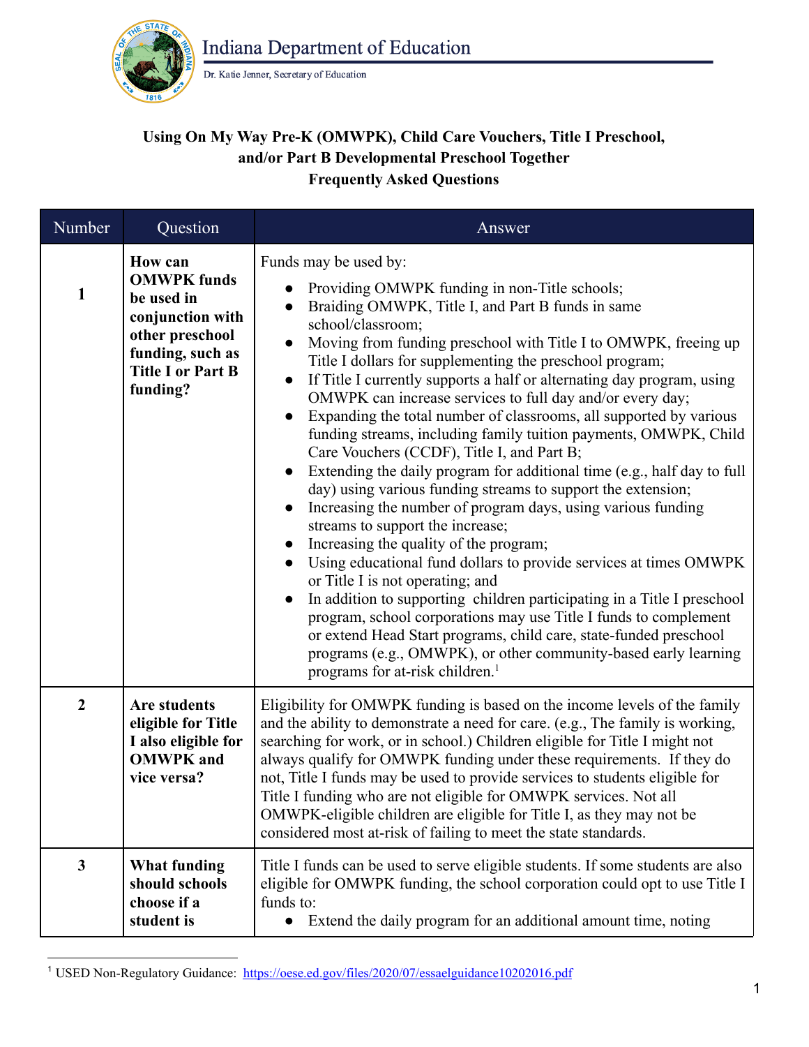Indiana Department of Education

Dr. Katie Jenner, Secretary of Education

**Using On My Way Pre-K (OMWPK), Child Care Vouchers, Title I Preschool, and/or Part B Developmental Preschool Together**
**Frequently Asked Questions**

| Number | Question | Answer |
|---|---|---|
| **1** | **How can OMWPK funds be used in conjunction with other preschool funding, such as Title I or Part B funding?** | Funds may be used by:<br>• Providing OMWPK funding in non-Title schools;<br>• Braiding OMWPK, Title I, and Part B funds in same school/classroom;<br>• Moving from funding preschool with Title I to OMWPK, freeing up Title I dollars for supplementing the preschool program;<br>• If Title I currently supports a half or alternating day program, using OMWPK can increase services to full day and/or every day;<br>• Expanding the total number of classrooms, all supported by various funding streams, including family tuition payments, OMWPK, Child Care Vouchers (CCDF), Title I, and Part B;<br>• Extending the daily program for additional time (e.g., half day to full day) using various funding streams to support the extension;<br>• Increasing the number of program days, using various funding streams to support the increase;<br>• Increasing the quality of the program;<br>• Using educational fund dollars to provide services at times OMWPK or Title I is not operating; and<br>• In addition to supporting children participating in a Title I preschool program, school corporations may use Title I funds to complement or extend Head Start programs, child care, state-funded preschool programs (e.g., OMWPK), or other community-based early learning programs for at-risk children.[1] |
| **2** | **Are students eligible for Title I also eligible for OMWPK and vice versa?** | Eligibility for OMWPK funding is based on the income levels of the family and the ability to demonstrate a need for care. (e.g., The family is working, searching for work, or in school.) Children eligible for Title I might not always qualify for OMWPK funding under these requirements. If they do not, Title I funds may be used to provide services to students eligible for Title I funding who are not eligible for OMWPK services. Not all OMWPK-eligible children are eligible for Title I, as they may not be considered most at-risk of failing to meet the state standards. |
| **3** | **What funding should schools choose if a student is** | Title I funds can be used to serve eligible students. If some students are also eligible for OMWPK funding, the school corporation could opt to use Title I funds to:<br>• Extend the daily program for an additional amount time, noting |

[1] USED Non-Regulatory Guidance: https://oese.ed.gov/files/2020/07/essaelguidance10202016.pdf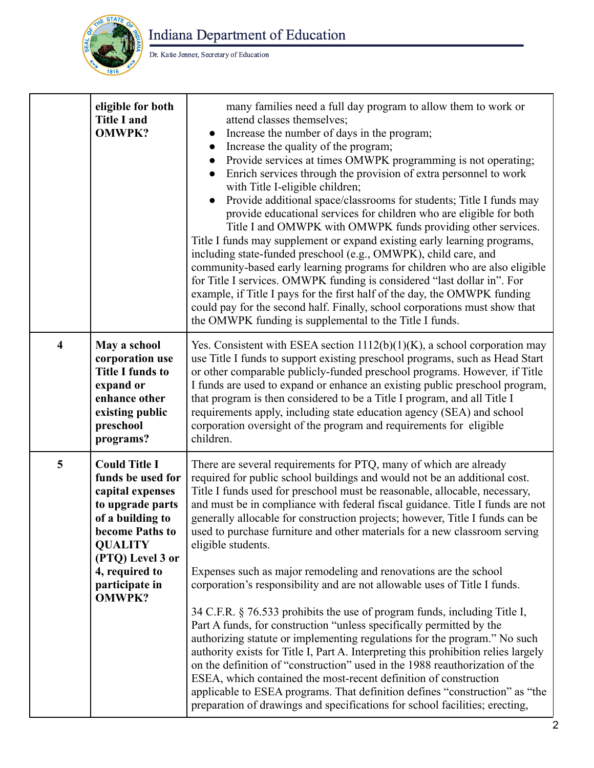| | | |
|---|---|---|
| | **eligible for both Title I and OMWPK?** | many families need a full day program to allow them to work or attend classes themselves;<br>• Increase the number of days in the program;<br>• Increase the quality of the program;<br>• Provide services at times OMWPK programming is not operating;<br>• Enrich services through the provision of extra personnel to work with Title I-eligible children;<br>• Provide additional space/classrooms for students; Title I funds may provide educational services for children who are eligible for both Title I and OMWPK with OMWPK funds providing other services.<br>Title I funds may supplement or expand existing early learning programs, including state-funded preschool (e.g., OMWPK), child care, and community-based early learning programs for children who are also eligible for Title I services. OMWPK funding is considered "last dollar in". For example, if Title I pays for the first half of the day, the OMWPK funding could pay for the second half. Finally, school corporations must show that the OMWPK funding is supplemental to the Title I funds. |
| **4** | **May a school corporation use Title I funds to expand or enhance other existing public preschool programs?** | Yes. Consistent with ESEA section 1112(b)(1)(K), a school corporation may use Title I funds to support existing preschool programs, such as Head Start or other comparable publicly-funded preschool programs. However, if Title I funds are used to expand or enhance an existing public preschool program, that program is then considered to be a Title I program, and all Title I requirements apply, including state education agency (SEA) and school corporation oversight of the program and requirements for eligible children. |
| **5** | **Could Title I funds be used for capital expenses to upgrade parts of a building to become Paths to QUALITY (PTQ) Level 3 or 4, required to participate in OMWPK?** | There are several requirements for PTQ, many of which are already required for public school buildings and would not be an additional cost. Title I funds used for preschool must be reasonable, allocable, necessary, and must be in compliance with federal fiscal guidance. Title I funds are not generally allocable for construction projects; however, Title I funds can be used to purchase furniture and other materials for a new classroom serving eligible students.<br><br>Expenses such as major remodeling and renovations are the school corporation's responsibility and are not allowable uses of Title I funds.<br><br>34 C.F.R. § 76.533 prohibits the use of program funds, including Title I, Part A funds, for construction "unless specifically permitted by the authorizing statute or implementing regulations for the program." No such authority exists for Title I, Part A. Interpreting this prohibition relies largely on the definition of "construction" used in the 1988 reauthorization of the ESEA, which contained the most-recent definition of construction applicable to ESEA programs. That definition defines "construction" as "the preparation of drawings and specifications for school facilities; erecting, |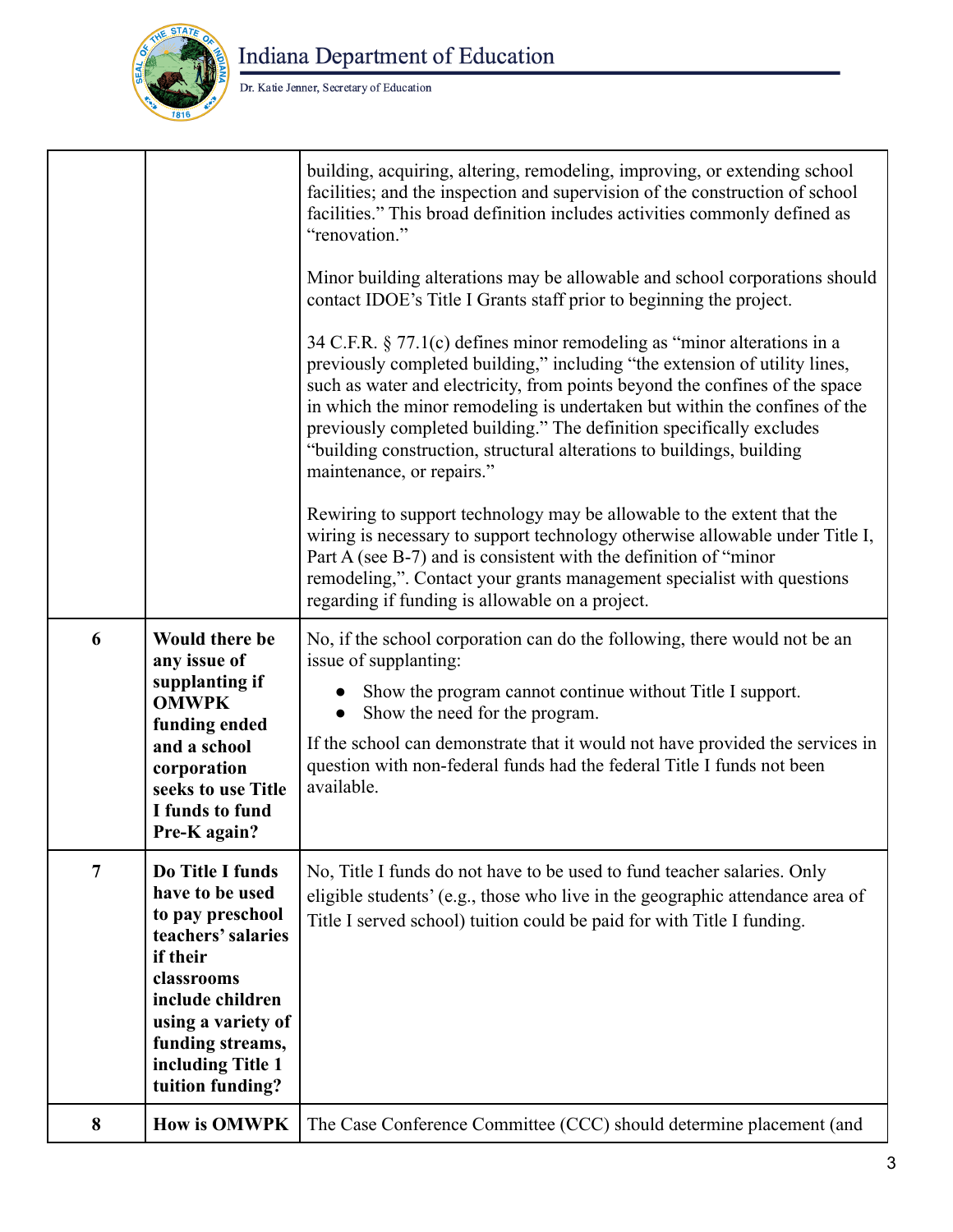| | | |
|---|---|---|
| | | building, acquiring, altering, remodeling, improving, or extending school facilities; and the inspection and supervision of the construction of school facilities." This broad definition includes activities commonly defined as "renovation."<br><br>Minor building alterations may be allowable and school corporations should contact IDOE's Title I Grants staff prior to beginning the project.<br><br>34 C.F.R. § 77.1(c) defines minor remodeling as "minor alterations in a previously completed building," including "the extension of utility lines, such as water and electricity, from points beyond the confines of the space in which the minor remodeling is undertaken but within the confines of the previously completed building." The definition specifically excludes "building construction, structural alterations to buildings, building maintenance, or repairs."<br><br>Rewiring to support technology may be allowable to the extent that the wiring is necessary to support technology otherwise allowable under Title I, Part A (see B-7) and is consistent with the definition of "minor remodeling,". Contact your grants management specialist with questions regarding if funding is allowable on a project. |
| 6 | **Would there be any issue of supplanting if OMWPK funding ended and a school corporation seeks to use Title I funds to fund Pre-K again?** | No, if the school corporation can do the following, there would not be an issue of supplanting:<br>• Show the program cannot continue without Title I support.<br>• Show the need for the program.<br><br>If the school can demonstrate that it would not have provided the services in question with non-federal funds had the federal Title I funds not been available. |
| 7 | **Do Title I funds have to be used to pay preschool teachers' salaries if their classrooms include children using a variety of funding streams, including Title 1 tuition funding?** | No, Title I funds do not have to be used to fund teacher salaries. Only eligible students' (e.g., those who live in the geographic attendance area of Title I served school) tuition could be paid for with Title I funding. |
| 8 | **How is OMWPK** | The Case Conference Committee (CCC) should determine placement (and |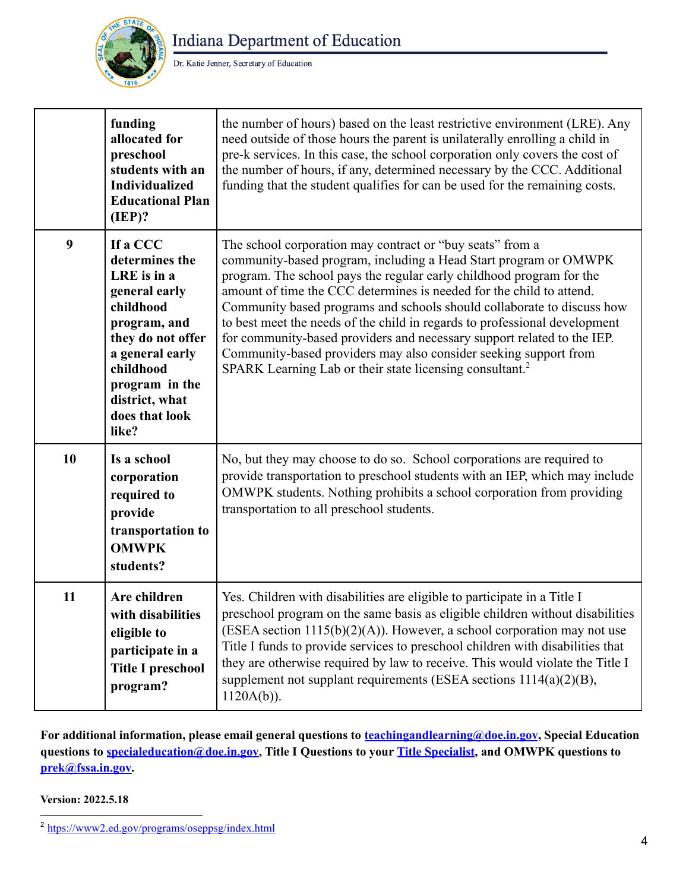| | | |
|---|---|---|
| | **funding allocated for preschool students with an Individualized Educational Plan (IEP)?** | the number of hours) based on the least restrictive environment (LRE). Any need outside of those hours the parent is unilaterally enrolling a child in pre-k services. In this case, the school corporation only covers the cost of the number of hours, if any, determined necessary by the CCC. Additional funding that the student qualifies for can be used for the remaining costs. |
| **9** | **If a CCC determines the LRE is in a general early childhood program, and they do not offer a general early childhood program in the district, what does that look like?** | The school corporation may contract or "buy seats" from a community-based program, including a Head Start program or OMWPK program. The school pays the regular early childhood program for the amount of time the CCC determines is needed for the child to attend. Community based programs and schools should collaborate to discuss how to best meet the needs of the child in regards to professional development for community-based providers and necessary support related to the IEP. Community-based providers may also consider seeking support from SPARK Learning Lab or their state licensing consultant.[2] |
| **10** | **Is a school corporation required to provide transportation to OMWPK students?** | No, but they may choose to do so. School corporations are required to provide transportation to preschool students with an IEP, which may include OMWPK students. Nothing prohibits a school corporation from providing transportation to all preschool students. |
| **11** | **Are children with disabilities eligible to participate in a Title I preschool program?** | Yes. Children with disabilities are eligible to participate in a Title I preschool program on the same basis as eligible children without disabilities (ESEA section 1115(b)(2)(A)). However, a school corporation may not use Title I funds to provide services to preschool children with disabilities that they are otherwise required by law to receive. This would violate the Title I supplement not supplant requirements (ESEA sections 1114(a)(2)(B), 1120A(b)). |

**For additional information, please email general questions to teachingandlearning@doe.in.gov, Special Education questions to specialeducation@doe.in.gov, Title I Questions to your Title Specialist, and OMWPK questions to prek@fssa.in.gov.**

**Version: 2022.5.18**

[2] https://www2.ed.gov/programs/oseppsg/index.html